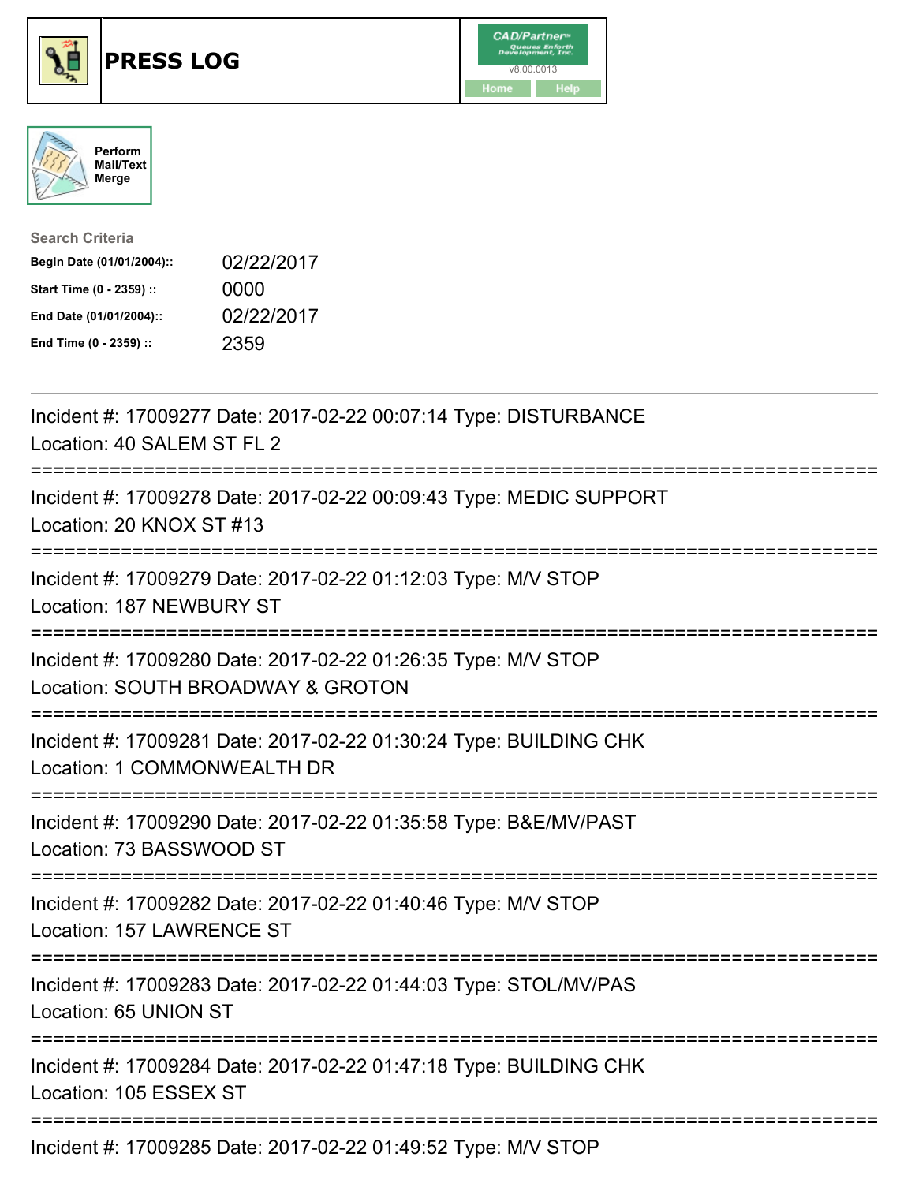# PRESS LOG

Perform Mail/Text Merge

**Search Criteria**

| | |
|---|---|
| **Begin Date (01/01/2004)::** | 02/22/2017 |
| **Start Time (0 - 2359) ::** | 0000 |
| **End Date (01/01/2004)::** | 02/22/2017 |
| **End Time (0 - 2359) ::** | 2359 |

Incident #: 17009277 Date: 2017-02-22 00:07:14 Type: DISTURBANCE
Location: 40 SALEM ST FL 2

===========================================================================

Incident #: 17009278 Date: 2017-02-22 00:09:43 Type: MEDIC SUPPORT
Location: 20 KNOX ST #13

===========================================================================

Incident #: 17009279 Date: 2017-02-22 01:12:03 Type: M/V STOP
Location: 187 NEWBURY ST

===========================================================================

Incident #: 17009280 Date: 2017-02-22 01:26:35 Type: M/V STOP
Location: SOUTH BROADWAY & GROTON

===========================================================================

Incident #: 17009281 Date: 2017-02-22 01:30:24 Type: BUILDING CHK
Location: 1 COMMONWEALTH DR

===========================================================================

Incident #: 17009290 Date: 2017-02-22 01:35:58 Type: B&E/MV/PAST
Location: 73 BASSWOOD ST

===========================================================================

Incident #: 17009282 Date: 2017-02-22 01:40:46 Type: M/V STOP
Location: 157 LAWRENCE ST

===========================================================================

Incident #: 17009283 Date: 2017-02-22 01:44:03 Type: STOL/MV/PAS
Location: 65 UNION ST

===========================================================================

Incident #: 17009284 Date: 2017-02-22 01:47:18 Type: BUILDING CHK
Location: 105 ESSEX ST

===========================================================================

Incident #: 17009285 Date: 2017-02-22 01:49:52 Type: M/V STOP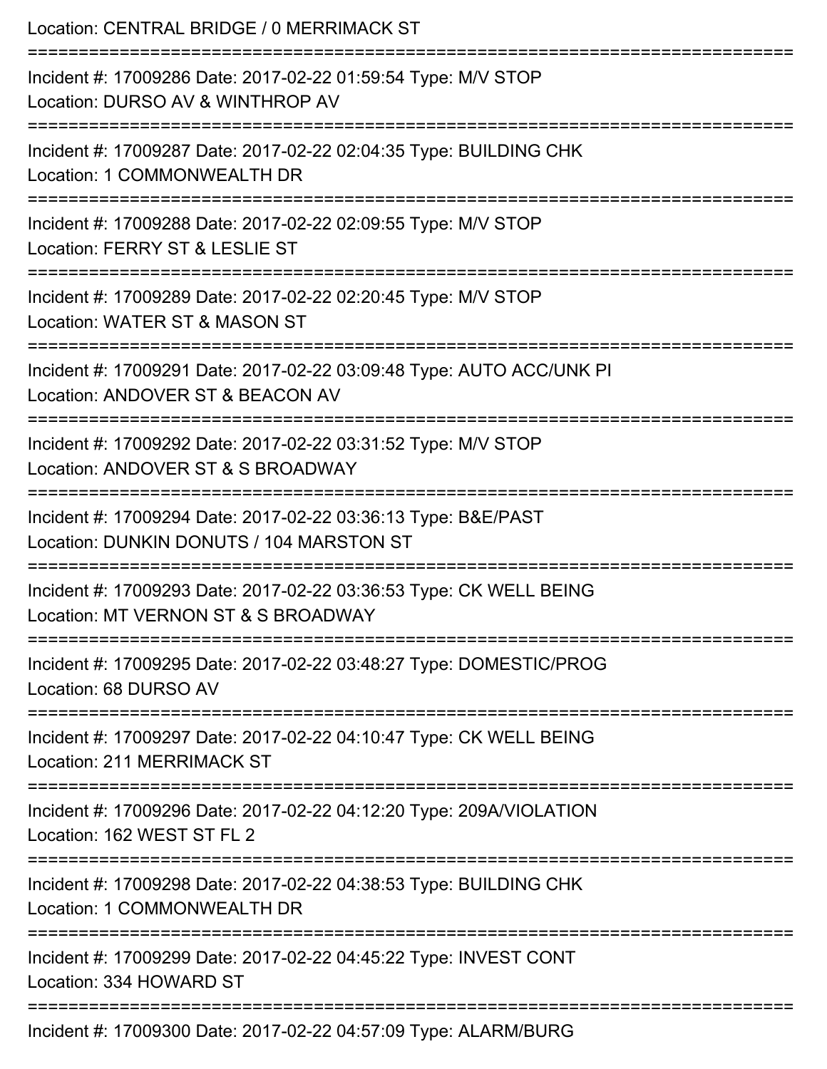Location: CENTRAL BRIDGE / 0 MERRIMACK ST

===========================================================================

Incident #: 17009286 Date: 2017-02-22 01:59:54 Type: M/V STOP
Location: DURSO AV & WINTHROP AV

===========================================================================

Incident #: 17009287 Date: 2017-02-22 02:04:35 Type: BUILDING CHK
Location: 1 COMMONWEALTH DR

===========================================================================

Incident #: 17009288 Date: 2017-02-22 02:09:55 Type: M/V STOP
Location: FERRY ST & LESLIE ST

===========================================================================

Incident #: 17009289 Date: 2017-02-22 02:20:45 Type: M/V STOP
Location: WATER ST & MASON ST

===========================================================================

Incident #: 17009291 Date: 2017-02-22 03:09:48 Type: AUTO ACC/UNK PI
Location: ANDOVER ST & BEACON AV

===========================================================================

Incident #: 17009292 Date: 2017-02-22 03:31:52 Type: M/V STOP
Location: ANDOVER ST & S BROADWAY

===========================================================================

Incident #: 17009294 Date: 2017-02-22 03:36:13 Type: B&E/PAST
Location: DUNKIN DONUTS / 104 MARSTON ST

===========================================================================

Incident #: 17009293 Date: 2017-02-22 03:36:53 Type: CK WELL BEING
Location: MT VERNON ST & S BROADWAY

===========================================================================

Incident #: 17009295 Date: 2017-02-22 03:48:27 Type: DOMESTIC/PROG
Location: 68 DURSO AV

===========================================================================

Incident #: 17009297 Date: 2017-02-22 04:10:47 Type: CK WELL BEING
Location: 211 MERRIMACK ST

===========================================================================

Incident #: 17009296 Date: 2017-02-22 04:12:20 Type: 209A/VIOLATION
Location: 162 WEST ST FL 2

===========================================================================

Incident #: 17009298 Date: 2017-02-22 04:38:53 Type: BUILDING CHK
Location: 1 COMMONWEALTH DR

===========================================================================

Incident #: 17009299 Date: 2017-02-22 04:45:22 Type: INVEST CONT
Location: 334 HOWARD ST

===========================================================================

Incident #: 17009300 Date: 2017-02-22 04:57:09 Type: ALARM/BURG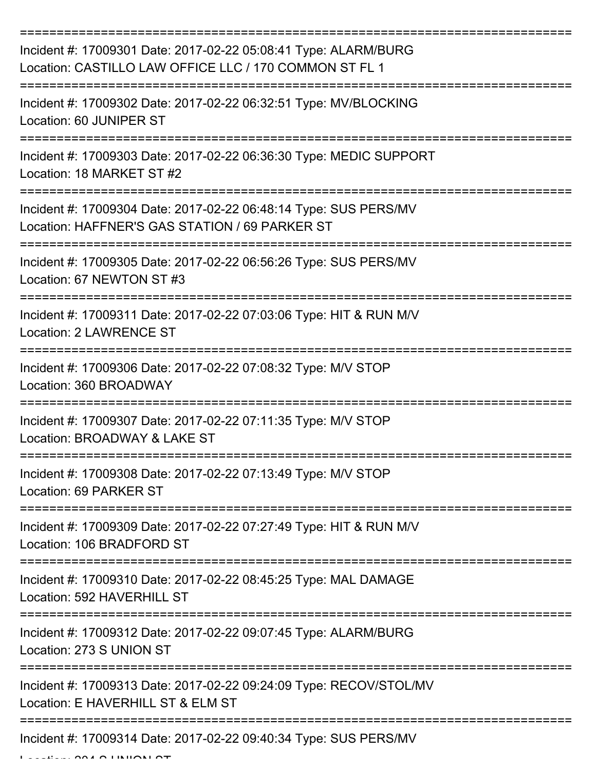===========================================================================
Incident #: 17009301 Date: 2017-02-22 05:08:41 Type: ALARM/BURG
Location: CASTILLO LAW OFFICE LLC / 170 COMMON ST FL 1
===========================================================================
Incident #: 17009302 Date: 2017-02-22 06:32:51 Type: MV/BLOCKING
Location: 60 JUNIPER ST
===========================================================================
Incident #: 17009303 Date: 2017-02-22 06:36:30 Type: MEDIC SUPPORT
Location: 18 MARKET ST #2
===========================================================================
Incident #: 17009304 Date: 2017-02-22 06:48:14 Type: SUS PERS/MV
Location: HAFFNER'S GAS STATION / 69 PARKER ST
===========================================================================
Incident #: 17009305 Date: 2017-02-22 06:56:26 Type: SUS PERS/MV
Location: 67 NEWTON ST #3
===========================================================================
Incident #: 17009311 Date: 2017-02-22 07:03:06 Type: HIT & RUN M/V
Location: 2 LAWRENCE ST
===========================================================================
Incident #: 17009306 Date: 2017-02-22 07:08:32 Type: M/V STOP
Location: 360 BROADWAY
===========================================================================
Incident #: 17009307 Date: 2017-02-22 07:11:35 Type: M/V STOP
Location: BROADWAY & LAKE ST
===========================================================================
Incident #: 17009308 Date: 2017-02-22 07:13:49 Type: M/V STOP
Location: 69 PARKER ST
===========================================================================
Incident #: 17009309 Date: 2017-02-22 07:27:49 Type: HIT & RUN M/V
Location: 106 BRADFORD ST
===========================================================================
Incident #: 17009310 Date: 2017-02-22 08:45:25 Type: MAL DAMAGE
Location: 592 HAVERHILL ST
===========================================================================
Incident #: 17009312 Date: 2017-02-22 09:07:45 Type: ALARM/BURG
Location: 273 S UNION ST
===========================================================================
Incident #: 17009313 Date: 2017-02-22 09:24:09 Type: RECOV/STOL/MV
Location: E HAVERHILL ST & ELM ST
===========================================================================
Incident #: 17009314 Date: 2017-02-22 09:40:34 Type: SUS PERS/MV
Location: 204 S UNION ST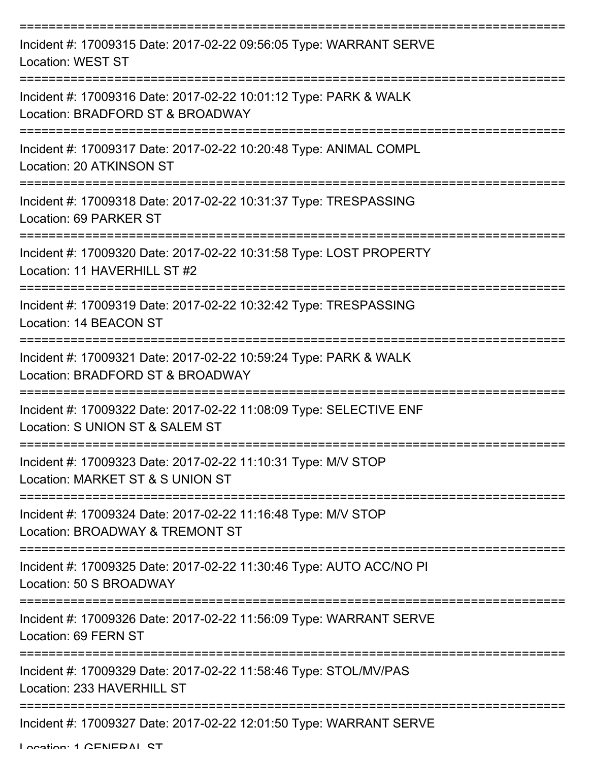===========================================================================
Incident #: 17009315 Date: 2017-02-22 09:56:05 Type: WARRANT SERVE
Location: WEST ST
===========================================================================
Incident #: 17009316 Date: 2017-02-22 10:01:12 Type: PARK & WALK
Location: BRADFORD ST & BROADWAY
===========================================================================
Incident #: 17009317 Date: 2017-02-22 10:20:48 Type: ANIMAL COMPL
Location: 20 ATKINSON ST
===========================================================================
Incident #: 17009318 Date: 2017-02-22 10:31:37 Type: TRESPASSING
Location: 69 PARKER ST
===========================================================================
Incident #: 17009320 Date: 2017-02-22 10:31:58 Type: LOST PROPERTY
Location: 11 HAVERHILL ST #2
===========================================================================
Incident #: 17009319 Date: 2017-02-22 10:32:42 Type: TRESPASSING
Location: 14 BEACON ST
===========================================================================
Incident #: 17009321 Date: 2017-02-22 10:59:24 Type: PARK & WALK
Location: BRADFORD ST & BROADWAY
===========================================================================
Incident #: 17009322 Date: 2017-02-22 11:08:09 Type: SELECTIVE ENF
Location: S UNION ST & SALEM ST
===========================================================================
Incident #: 17009323 Date: 2017-02-22 11:10:31 Type: M/V STOP
Location: MARKET ST & S UNION ST
===========================================================================
Incident #: 17009324 Date: 2017-02-22 11:16:48 Type: M/V STOP
Location: BROADWAY & TREMONT ST
===========================================================================
Incident #: 17009325 Date: 2017-02-22 11:30:46 Type: AUTO ACC/NO PI
Location: 50 S BROADWAY
===========================================================================
Incident #: 17009326 Date: 2017-02-22 11:56:09 Type: WARRANT SERVE
Location: 69 FERN ST
===========================================================================
Incident #: 17009329 Date: 2017-02-22 11:58:46 Type: STOL/MV/PAS
Location: 233 HAVERHILL ST
===========================================================================
Incident #: 17009327 Date: 2017-02-22 12:01:50 Type: WARRANT SERVE
Location: 1 GENERAL ST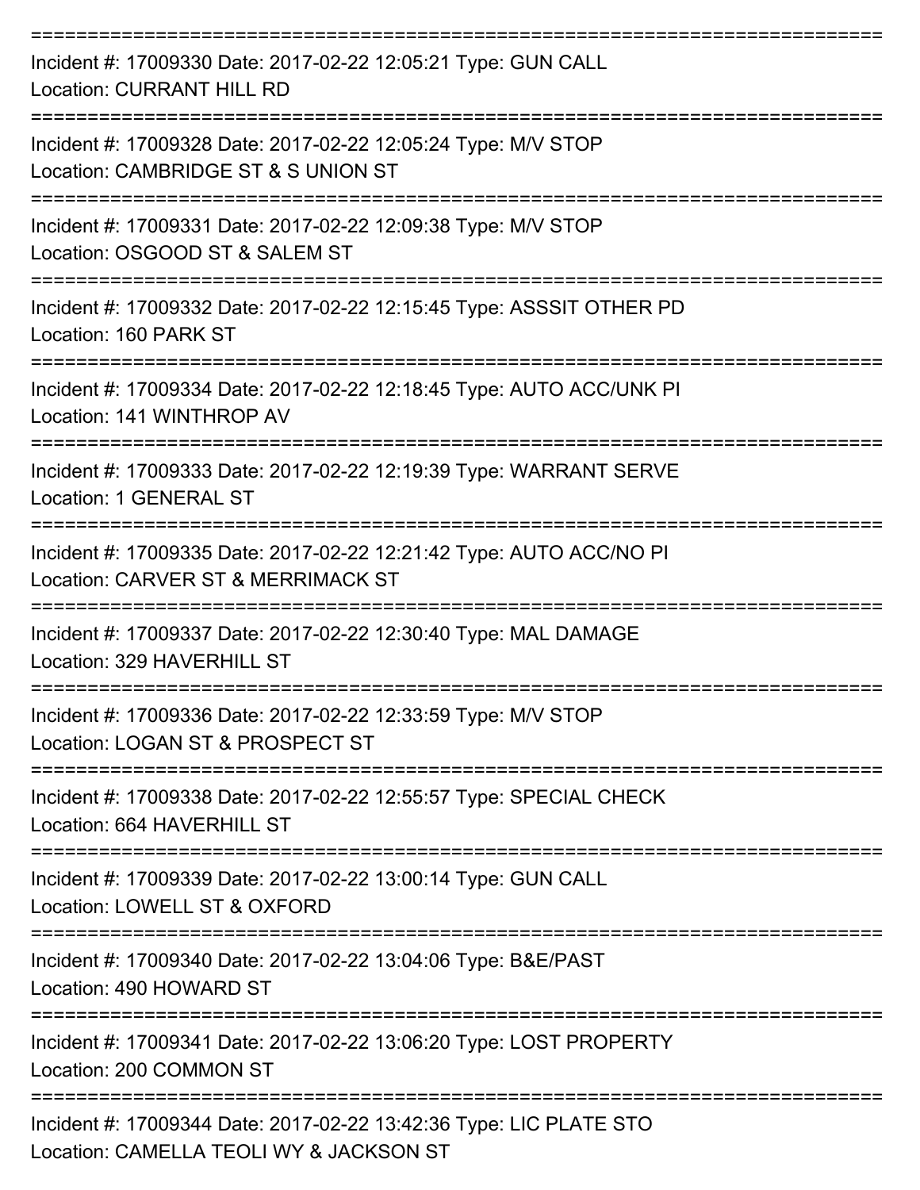===========================================================================

Incident #: 17009330 Date: 2017-02-22 12:05:21 Type: GUN CALL
Location: CURRANT HILL RD

===========================================================================

Incident #: 17009328 Date: 2017-02-22 12:05:24 Type: M/V STOP
Location: CAMBRIDGE ST & S UNION ST

===========================================================================

Incident #: 17009331 Date: 2017-02-22 12:09:38 Type: M/V STOP
Location: OSGOOD ST & SALEM ST

===========================================================================

Incident #: 17009332 Date: 2017-02-22 12:15:45 Type: ASSSIT OTHER PD
Location: 160 PARK ST

===========================================================================

Incident #: 17009334 Date: 2017-02-22 12:18:45 Type: AUTO ACC/UNK PI
Location: 141 WINTHROP AV

===========================================================================

Incident #: 17009333 Date: 2017-02-22 12:19:39 Type: WARRANT SERVE
Location: 1 GENERAL ST

===========================================================================

Incident #: 17009335 Date: 2017-02-22 12:21:42 Type: AUTO ACC/NO PI
Location: CARVER ST & MERRIMACK ST

===========================================================================

Incident #: 17009337 Date: 2017-02-22 12:30:40 Type: MAL DAMAGE
Location: 329 HAVERHILL ST

===========================================================================

Incident #: 17009336 Date: 2017-02-22 12:33:59 Type: M/V STOP
Location: LOGAN ST & PROSPECT ST

===========================================================================

Incident #: 17009338 Date: 2017-02-22 12:55:57 Type: SPECIAL CHECK
Location: 664 HAVERHILL ST

===========================================================================

Incident #: 17009339 Date: 2017-02-22 13:00:14 Type: GUN CALL
Location: LOWELL ST & OXFORD

===========================================================================

Incident #: 17009340 Date: 2017-02-22 13:04:06 Type: B&E/PAST
Location: 490 HOWARD ST

===========================================================================

Incident #: 17009341 Date: 2017-02-22 13:06:20 Type: LOST PROPERTY
Location: 200 COMMON ST

===========================================================================

Incident #: 17009344 Date: 2017-02-22 13:42:36 Type: LIC PLATE STO
Location: CAMELLA TEOLI WY & JACKSON ST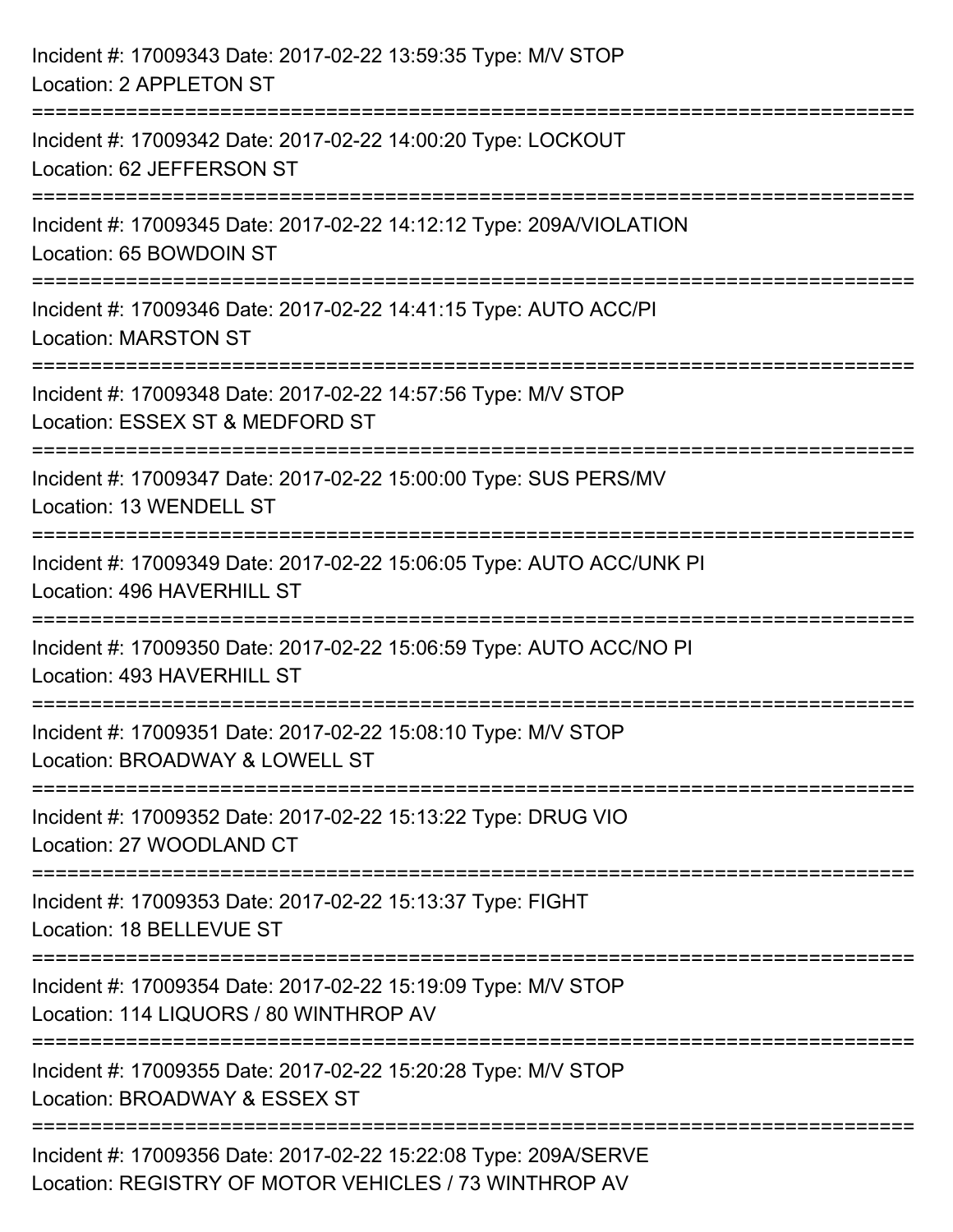Incident #: 17009343 Date: 2017-02-22 13:59:35 Type: M/V STOP
Location: 2 APPLETON ST

===========================================================================

Incident #: 17009342 Date: 2017-02-22 14:00:20 Type: LOCKOUT
Location: 62 JEFFERSON ST

===========================================================================

Incident #: 17009345 Date: 2017-02-22 14:12:12 Type: 209A/VIOLATION
Location: 65 BOWDOIN ST

===========================================================================

Incident #: 17009346 Date: 2017-02-22 14:41:15 Type: AUTO ACC/PI
Location: MARSTON ST

===========================================================================

Incident #: 17009348 Date: 2017-02-22 14:57:56 Type: M/V STOP
Location: ESSEX ST & MEDFORD ST

===========================================================================

Incident #: 17009347 Date: 2017-02-22 15:00:00 Type: SUS PERS/MV
Location: 13 WENDELL ST

===========================================================================

Incident #: 17009349 Date: 2017-02-22 15:06:05 Type: AUTO ACC/UNK PI
Location: 496 HAVERHILL ST

===========================================================================

Incident #: 17009350 Date: 2017-02-22 15:06:59 Type: AUTO ACC/NO PI
Location: 493 HAVERHILL ST

===========================================================================

Incident #: 17009351 Date: 2017-02-22 15:08:10 Type: M/V STOP
Location: BROADWAY & LOWELL ST

===========================================================================

Incident #: 17009352 Date: 2017-02-22 15:13:22 Type: DRUG VIO
Location: 27 WOODLAND CT

===========================================================================

Incident #: 17009353 Date: 2017-02-22 15:13:37 Type: FIGHT
Location: 18 BELLEVUE ST

===========================================================================

Incident #: 17009354 Date: 2017-02-22 15:19:09 Type: M/V STOP
Location: 114 LIQUORS / 80 WINTHROP AV

===========================================================================

Incident #: 17009355 Date: 2017-02-22 15:20:28 Type: M/V STOP
Location: BROADWAY & ESSEX ST

===========================================================================

Incident #: 17009356 Date: 2017-02-22 15:22:08 Type: 209A/SERVE
Location: REGISTRY OF MOTOR VEHICLES / 73 WINTHROP AV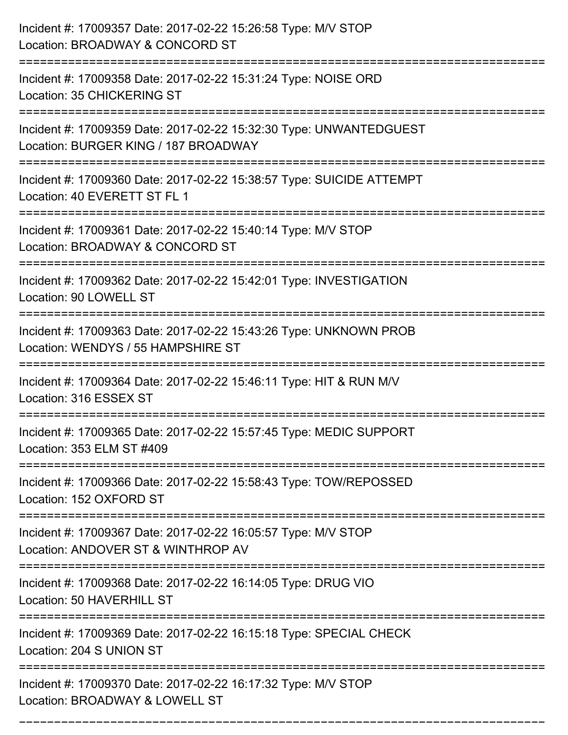Incident #: 17009357 Date: 2017-02-22 15:26:58 Type: M/V STOP
Location: BROADWAY & CONCORD ST

===========================================================================

Incident #: 17009358 Date: 2017-02-22 15:31:24 Type: NOISE ORD
Location: 35 CHICKERING ST

===========================================================================

Incident #: 17009359 Date: 2017-02-22 15:32:30 Type: UNWANTEDGUEST
Location: BURGER KING / 187 BROADWAY

===========================================================================

Incident #: 17009360 Date: 2017-02-22 15:38:57 Type: SUICIDE ATTEMPT
Location: 40 EVERETT ST FL 1

===========================================================================

Incident #: 17009361 Date: 2017-02-22 15:40:14 Type: M/V STOP
Location: BROADWAY & CONCORD ST

===========================================================================

Incident #: 17009362 Date: 2017-02-22 15:42:01 Type: INVESTIGATION
Location: 90 LOWELL ST

===========================================================================

Incident #: 17009363 Date: 2017-02-22 15:43:26 Type: UNKNOWN PROB
Location: WENDYS / 55 HAMPSHIRE ST

===========================================================================

Incident #: 17009364 Date: 2017-02-22 15:46:11 Type: HIT & RUN M/V
Location: 316 ESSEX ST

===========================================================================

Incident #: 17009365 Date: 2017-02-22 15:57:45 Type: MEDIC SUPPORT
Location: 353 ELM ST #409

===========================================================================

Incident #: 17009366 Date: 2017-02-22 15:58:43 Type: TOW/REPOSSED
Location: 152 OXFORD ST

===========================================================================

Incident #: 17009367 Date: 2017-02-22 16:05:57 Type: M/V STOP
Location: ANDOVER ST & WINTHROP AV

===========================================================================

Incident #: 17009368 Date: 2017-02-22 16:14:05 Type: DRUG VIO
Location: 50 HAVERHILL ST

===========================================================================

Incident #: 17009369 Date: 2017-02-22 16:15:18 Type: SPECIAL CHECK
Location: 204 S UNION ST

===========================================================================

Incident #: 17009370 Date: 2017-02-22 16:17:32 Type: M/V STOP
Location: BROADWAY & LOWELL ST

===========================================================================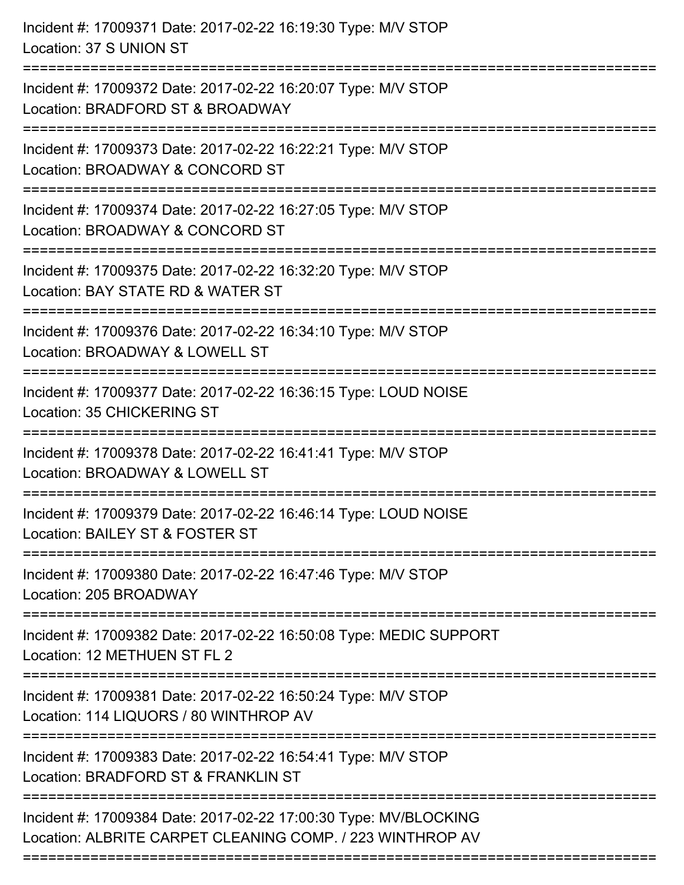Incident #: 17009371 Date: 2017-02-22 16:19:30 Type: M/V STOP
Location: 37 S UNION ST

===========================================================================

Incident #: 17009372 Date: 2017-02-22 16:20:07 Type: M/V STOP
Location: BRADFORD ST & BROADWAY

===========================================================================

Incident #: 17009373 Date: 2017-02-22 16:22:21 Type: M/V STOP
Location: BROADWAY & CONCORD ST

===========================================================================

Incident #: 17009374 Date: 2017-02-22 16:27:05 Type: M/V STOP
Location: BROADWAY & CONCORD ST

===========================================================================

Incident #: 17009375 Date: 2017-02-22 16:32:20 Type: M/V STOP
Location: BAY STATE RD & WATER ST

===========================================================================

Incident #: 17009376 Date: 2017-02-22 16:34:10 Type: M/V STOP
Location: BROADWAY & LOWELL ST

===========================================================================

Incident #: 17009377 Date: 2017-02-22 16:36:15 Type: LOUD NOISE
Location: 35 CHICKERING ST

===========================================================================

Incident #: 17009378 Date: 2017-02-22 16:41:41 Type: M/V STOP
Location: BROADWAY & LOWELL ST

===========================================================================

Incident #: 17009379 Date: 2017-02-22 16:46:14 Type: LOUD NOISE
Location: BAILEY ST & FOSTER ST

===========================================================================

Incident #: 17009380 Date: 2017-02-22 16:47:46 Type: M/V STOP
Location: 205 BROADWAY

===========================================================================

Incident #: 17009382 Date: 2017-02-22 16:50:08 Type: MEDIC SUPPORT
Location: 12 METHUEN ST FL 2

===========================================================================

Incident #: 17009381 Date: 2017-02-22 16:50:24 Type: M/V STOP
Location: 114 LIQUORS / 80 WINTHROP AV

===========================================================================

Incident #: 17009383 Date: 2017-02-22 16:54:41 Type: M/V STOP
Location: BRADFORD ST & FRANKLIN ST

===========================================================================

Incident #: 17009384 Date: 2017-02-22 17:00:30 Type: MV/BLOCKING
Location: ALBRITE CARPET CLEANING COMP. / 223 WINTHROP AV

===========================================================================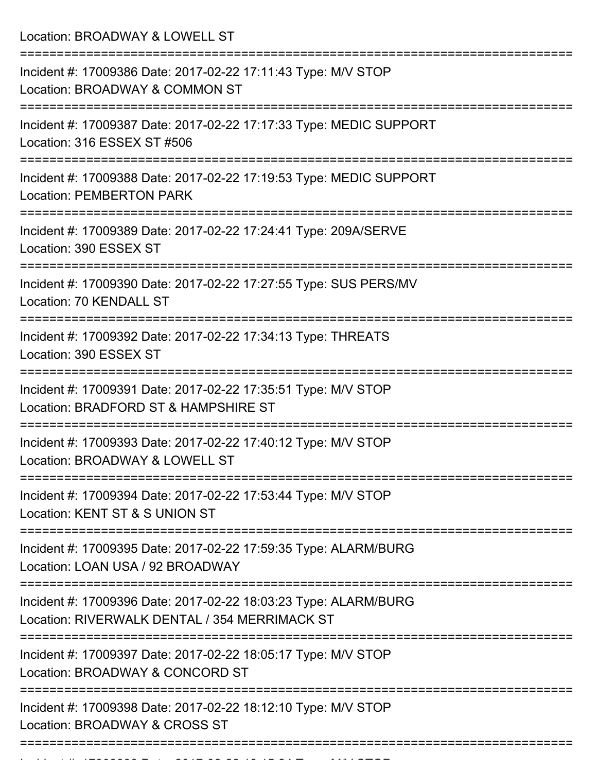Location: BROADWAY & LOWELL ST

===========================================================================

Incident #: 17009386 Date: 2017-02-22 17:11:43 Type: M/V STOP
Location: BROADWAY & COMMON ST

===========================================================================

Incident #: 17009387 Date: 2017-02-22 17:17:33 Type: MEDIC SUPPORT
Location: 316 ESSEX ST #506

===========================================================================

Incident #: 17009388 Date: 2017-02-22 17:19:53 Type: MEDIC SUPPORT
Location: PEMBERTON PARK

===========================================================================

Incident #: 17009389 Date: 2017-02-22 17:24:41 Type: 209A/SERVE
Location: 390 ESSEX ST

===========================================================================

Incident #: 17009390 Date: 2017-02-22 17:27:55 Type: SUS PERS/MV
Location: 70 KENDALL ST

===========================================================================

Incident #: 17009392 Date: 2017-02-22 17:34:13 Type: THREATS
Location: 390 ESSEX ST

===========================================================================

Incident #: 17009391 Date: 2017-02-22 17:35:51 Type: M/V STOP
Location: BRADFORD ST & HAMPSHIRE ST

===========================================================================

Incident #: 17009393 Date: 2017-02-22 17:40:12 Type: M/V STOP
Location: BROADWAY & LOWELL ST

===========================================================================

Incident #: 17009394 Date: 2017-02-22 17:53:44 Type: M/V STOP
Location: KENT ST & S UNION ST

===========================================================================

Incident #: 17009395 Date: 2017-02-22 17:59:35 Type: ALARM/BURG
Location: LOAN USA / 92 BROADWAY

===========================================================================

Incident #: 17009396 Date: 2017-02-22 18:03:23 Type: ALARM/BURG
Location: RIVERWALK DENTAL / 354 MERRIMACK ST

===========================================================================

Incident #: 17009397 Date: 2017-02-22 18:05:17 Type: M/V STOP
Location: BROADWAY & CONCORD ST

===========================================================================

Incident #: 17009398 Date: 2017-02-22 18:12:10 Type: M/V STOP
Location: BROADWAY & CROSS ST

===========================================================================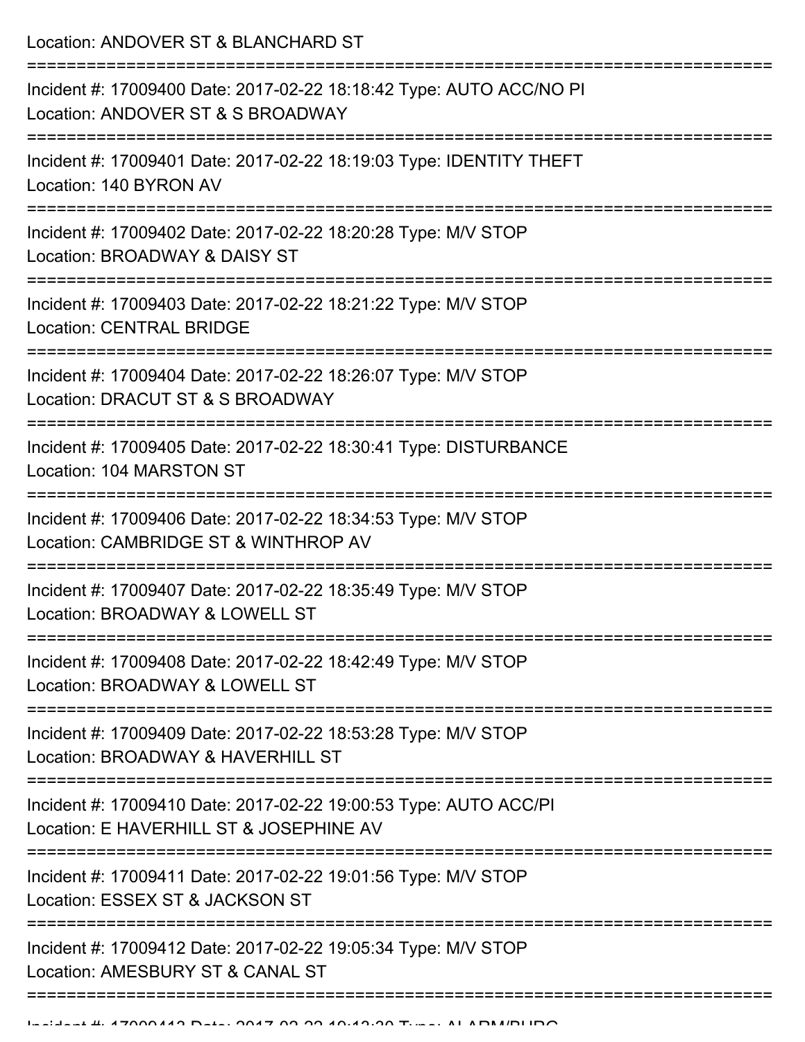Location: ANDOVER ST & BLANCHARD ST

===========================================================================

Incident #: 17009400 Date: 2017-02-22 18:18:42 Type: AUTO ACC/NO PI
Location: ANDOVER ST & S BROADWAY

===========================================================================

Incident #: 17009401 Date: 2017-02-22 18:19:03 Type: IDENTITY THEFT
Location: 140 BYRON AV

===========================================================================

Incident #: 17009402 Date: 2017-02-22 18:20:28 Type: M/V STOP
Location: BROADWAY & DAISY ST

===========================================================================

Incident #: 17009403 Date: 2017-02-22 18:21:22 Type: M/V STOP
Location: CENTRAL BRIDGE

===========================================================================

Incident #: 17009404 Date: 2017-02-22 18:26:07 Type: M/V STOP
Location: DRACUT ST & S BROADWAY

===========================================================================

Incident #: 17009405 Date: 2017-02-22 18:30:41 Type: DISTURBANCE
Location: 104 MARSTON ST

===========================================================================

Incident #: 17009406 Date: 2017-02-22 18:34:53 Type: M/V STOP
Location: CAMBRIDGE ST & WINTHROP AV

===========================================================================

Incident #: 17009407 Date: 2017-02-22 18:35:49 Type: M/V STOP
Location: BROADWAY & LOWELL ST

===========================================================================

Incident #: 17009408 Date: 2017-02-22 18:42:49 Type: M/V STOP
Location: BROADWAY & LOWELL ST

===========================================================================

Incident #: 17009409 Date: 2017-02-22 18:53:28 Type: M/V STOP
Location: BROADWAY & HAVERHILL ST

===========================================================================

Incident #: 17009410 Date: 2017-02-22 19:00:53 Type: AUTO ACC/PI
Location: E HAVERHILL ST & JOSEPHINE AV

===========================================================================

Incident #: 17009411 Date: 2017-02-22 19:01:56 Type: M/V STOP
Location: ESSEX ST & JACKSON ST

===========================================================================

Incident #: 17009412 Date: 2017-02-22 19:05:34 Type: M/V STOP
Location: AMESBURY ST & CANAL ST

===========================================================================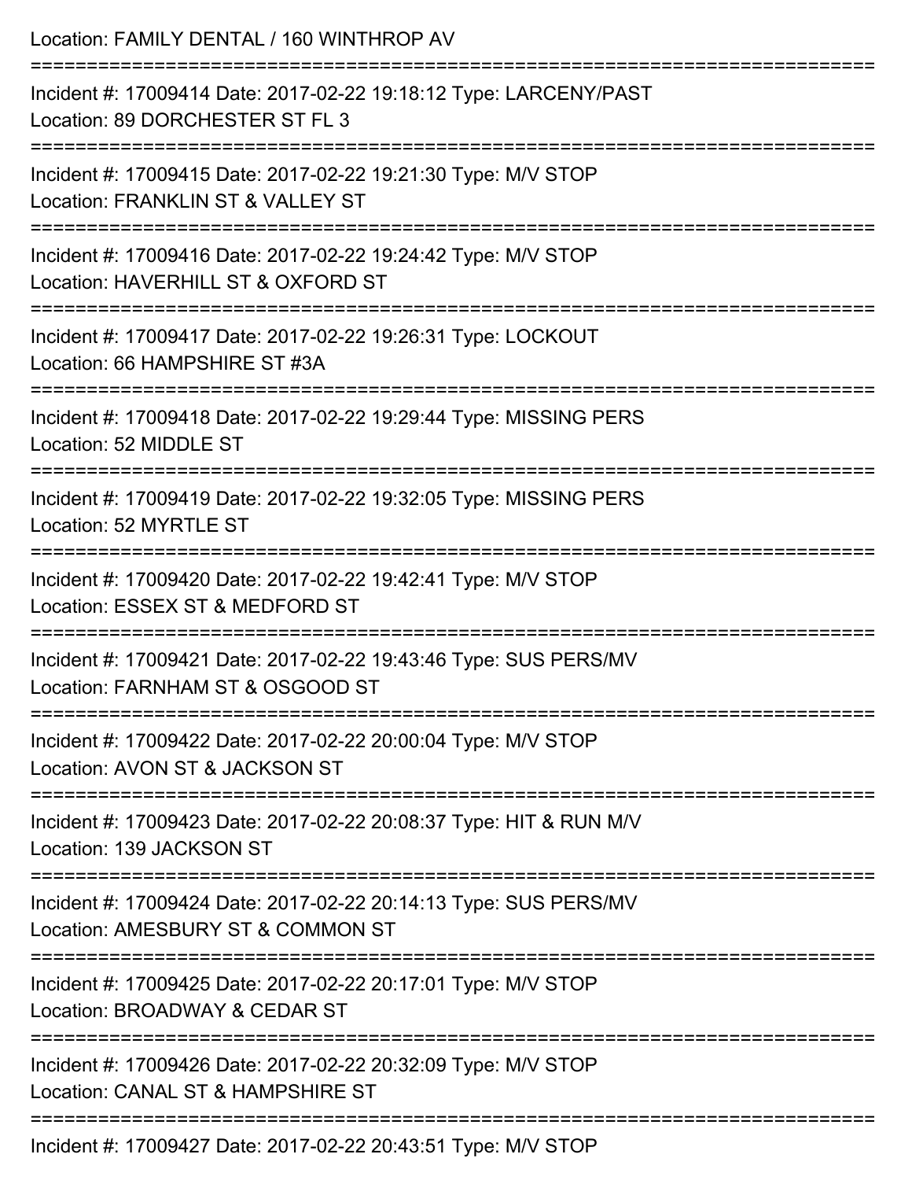Location: FAMILY DENTAL / 160 WINTHROP AV

===========================================================================

Incident #: 17009414 Date: 2017-02-22 19:18:12 Type: LARCENY/PAST
Location: 89 DORCHESTER ST FL 3

===========================================================================

Incident #: 17009415 Date: 2017-02-22 19:21:30 Type: M/V STOP
Location: FRANKLIN ST & VALLEY ST

===========================================================================

Incident #: 17009416 Date: 2017-02-22 19:24:42 Type: M/V STOP
Location: HAVERHILL ST & OXFORD ST

===========================================================================

Incident #: 17009417 Date: 2017-02-22 19:26:31 Type: LOCKOUT
Location: 66 HAMPSHIRE ST #3A

===========================================================================

Incident #: 17009418 Date: 2017-02-22 19:29:44 Type: MISSING PERS
Location: 52 MIDDLE ST

===========================================================================

Incident #: 17009419 Date: 2017-02-22 19:32:05 Type: MISSING PERS
Location: 52 MYRTLE ST

===========================================================================

Incident #: 17009420 Date: 2017-02-22 19:42:41 Type: M/V STOP
Location: ESSEX ST & MEDFORD ST

===========================================================================

Incident #: 17009421 Date: 2017-02-22 19:43:46 Type: SUS PERS/MV
Location: FARNHAM ST & OSGOOD ST

===========================================================================

Incident #: 17009422 Date: 2017-02-22 20:00:04 Type: M/V STOP
Location: AVON ST & JACKSON ST

===========================================================================

Incident #: 17009423 Date: 2017-02-22 20:08:37 Type: HIT & RUN M/V
Location: 139 JACKSON ST

===========================================================================

Incident #: 17009424 Date: 2017-02-22 20:14:13 Type: SUS PERS/MV
Location: AMESBURY ST & COMMON ST

===========================================================================

Incident #: 17009425 Date: 2017-02-22 20:17:01 Type: M/V STOP
Location: BROADWAY & CEDAR ST

===========================================================================

Incident #: 17009426 Date: 2017-02-22 20:32:09 Type: M/V STOP
Location: CANAL ST & HAMPSHIRE ST

===========================================================================

Incident #: 17009427 Date: 2017-02-22 20:43:51 Type: M/V STOP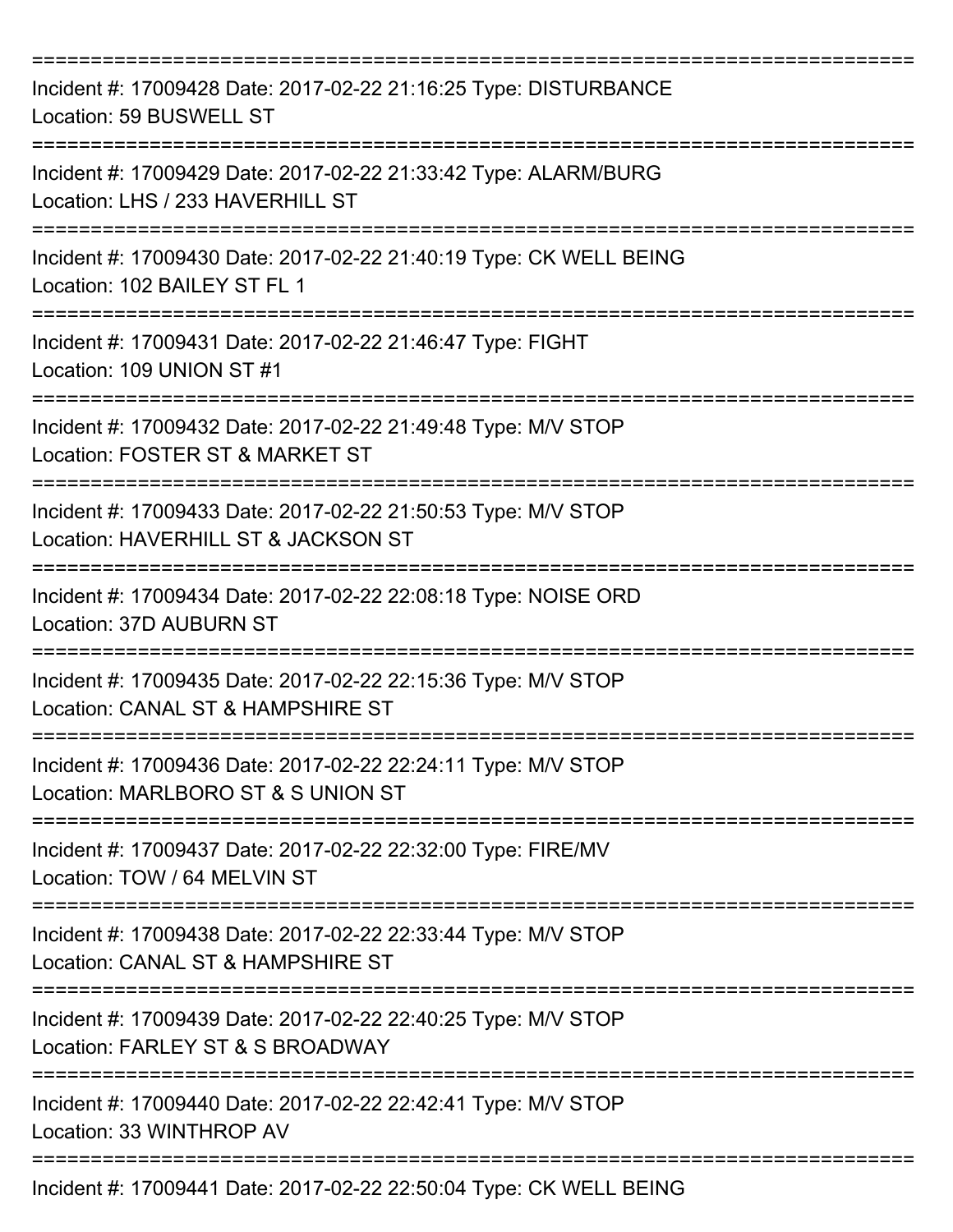===========================================================================

Incident #: 17009428 Date: 2017-02-22 21:16:25 Type: DISTURBANCE
Location: 59 BUSWELL ST

===========================================================================

Incident #: 17009429 Date: 2017-02-22 21:33:42 Type: ALARM/BURG
Location: LHS / 233 HAVERHILL ST

===========================================================================

Incident #: 17009430 Date: 2017-02-22 21:40:19 Type: CK WELL BEING
Location: 102 BAILEY ST FL 1

===========================================================================

Incident #: 17009431 Date: 2017-02-22 21:46:47 Type: FIGHT
Location: 109 UNION ST #1

===========================================================================

Incident #: 17009432 Date: 2017-02-22 21:49:48 Type: M/V STOP
Location: FOSTER ST & MARKET ST

===========================================================================

Incident #: 17009433 Date: 2017-02-22 21:50:53 Type: M/V STOP
Location: HAVERHILL ST & JACKSON ST

===========================================================================

Incident #: 17009434 Date: 2017-02-22 22:08:18 Type: NOISE ORD
Location: 37D AUBURN ST

===========================================================================

Incident #: 17009435 Date: 2017-02-22 22:15:36 Type: M/V STOP
Location: CANAL ST & HAMPSHIRE ST

===========================================================================

Incident #: 17009436 Date: 2017-02-22 22:24:11 Type: M/V STOP
Location: MARLBORO ST & S UNION ST

===========================================================================

Incident #: 17009437 Date: 2017-02-22 22:32:00 Type: FIRE/MV
Location: TOW / 64 MELVIN ST

===========================================================================

Incident #: 17009438 Date: 2017-02-22 22:33:44 Type: M/V STOP
Location: CANAL ST & HAMPSHIRE ST

===========================================================================

Incident #: 17009439 Date: 2017-02-22 22:40:25 Type: M/V STOP
Location: FARLEY ST & S BROADWAY

===========================================================================

Incident #: 17009440 Date: 2017-02-22 22:42:41 Type: M/V STOP
Location: 33 WINTHROP AV

===========================================================================

Incident #: 17009441 Date: 2017-02-22 22:50:04 Type: CK WELL BEING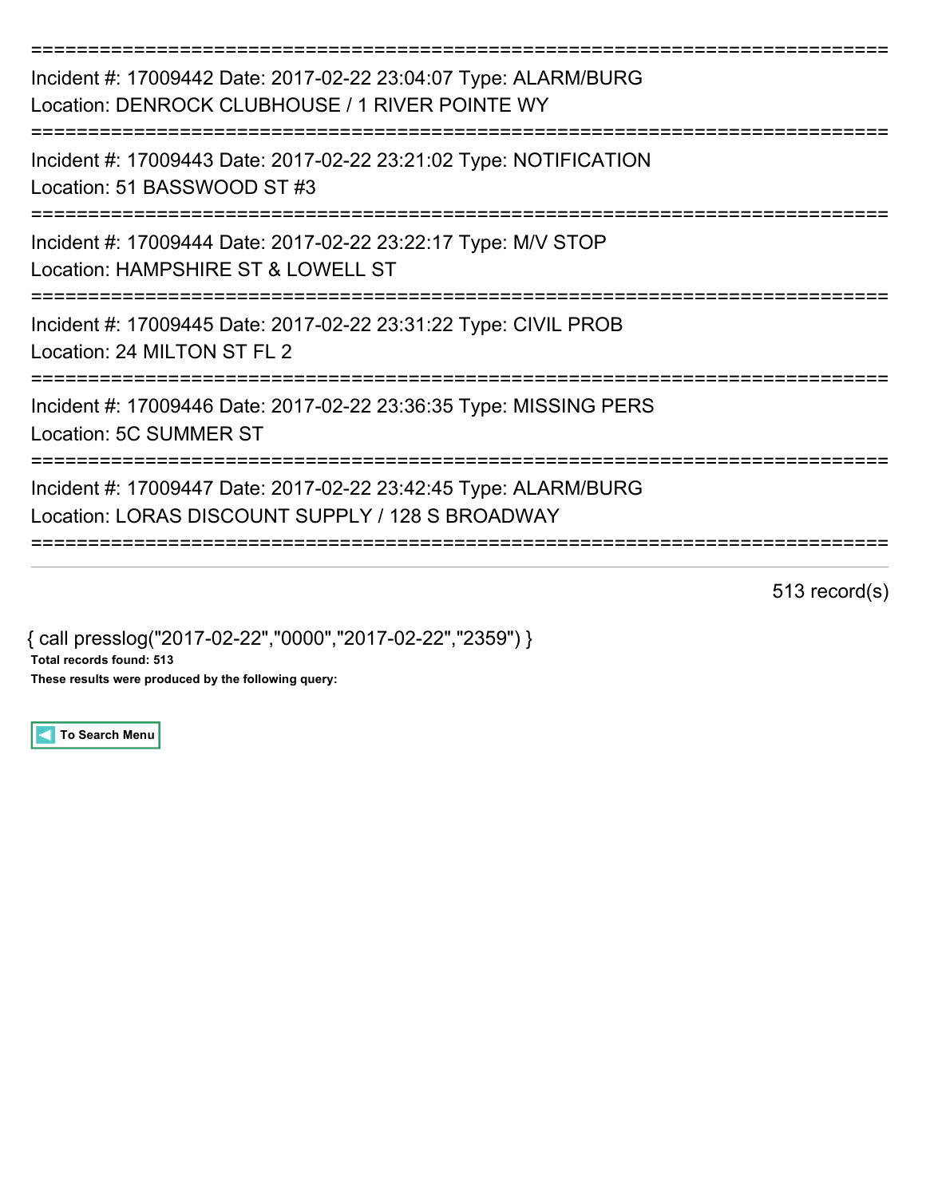===========================================================================

Incident #: 17009442 Date: 2017-02-22 23:04:07 Type: ALARM/BURG
Location: DENROCK CLUBHOUSE / 1 RIVER POINTE WY

===========================================================================

Incident #: 17009443 Date: 2017-02-22 23:21:02 Type: NOTIFICATION
Location: 51 BASSWOOD ST #3

===========================================================================

Incident #: 17009444 Date: 2017-02-22 23:22:17 Type: M/V STOP
Location: HAMPSHIRE ST & LOWELL ST

===========================================================================

Incident #: 17009445 Date: 2017-02-22 23:31:22 Type: CIVIL PROB
Location: 24 MILTON ST FL 2

===========================================================================

Incident #: 17009446 Date: 2017-02-22 23:36:35 Type: MISSING PERS
Location: 5C SUMMER ST

===========================================================================

Incident #: 17009447 Date: 2017-02-22 23:42:45 Type: ALARM/BURG
Location: LORAS DISCOUNT SUPPLY / 128 S BROADWAY

===========================================================================

513 record(s)

{ call presslog("2017-02-22","0000","2017-02-22","2359") }

**Total records found: 513**

**These results were produced by the following query:**

**To Search Menu**